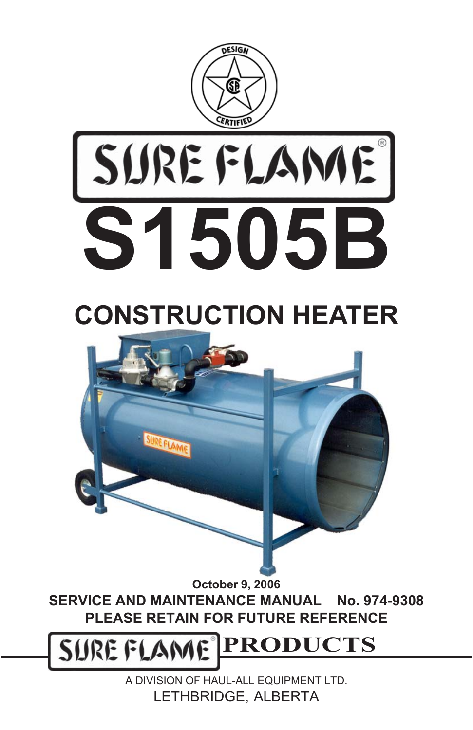DESIGN CERTIFIED

# SURE FLAME®

# S1505B

## CONSTRUCTION HEATER

**October 9, 2006**

**SERVICE AND MAINTENANCE MANUAL No. 974-9308**

**PLEASE RETAIN FOR FUTURE REFERENCE**

**SURE FLAME® PRODUCTS**

A DIVISION OF HAUL-ALL EQUIPMENT LTD.

LETHBRIDGE, ALBERTA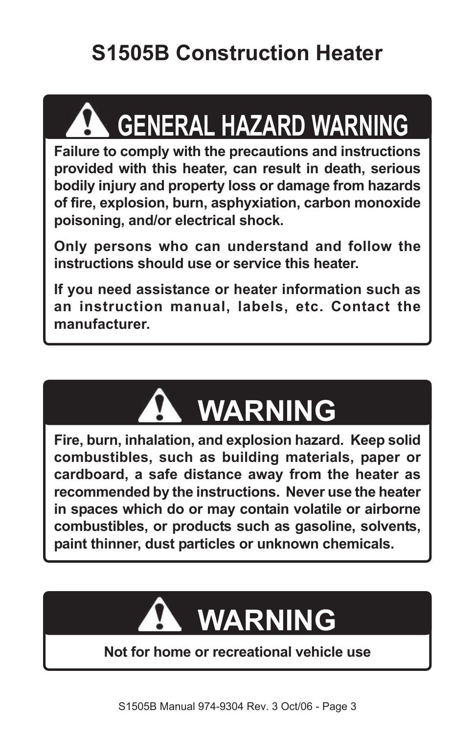# S1505B Construction Heater

## ⚠ GENERAL HAZARD WARNING

**Failure to comply with the precautions and instructions provided with this heater, can result in death, serious bodily injury and property loss or damage from hazards of fire, explosion, burn, asphyxiation, carbon monoxide poisoning, and/or electrical shock.**

**Only persons who can understand and follow the instructions should use or service this heater.**

**If you need assistance or heater information such as an instruction manual, labels, etc. Contact the manufacturer.**

## ⚠ WARNING

**Fire, burn, inhalation, and explosion hazard. Keep solid combustibles, such as building materials, paper or cardboard, a safe distance away from the heater as recommended by the instructions. Never use the heater in spaces which do or may contain volatile or airborne combustibles, or products such as gasoline, solvents, paint thinner, dust particles or unknown chemicals.**

## ⚠ WARNING

**Not for home or recreational vehicle use**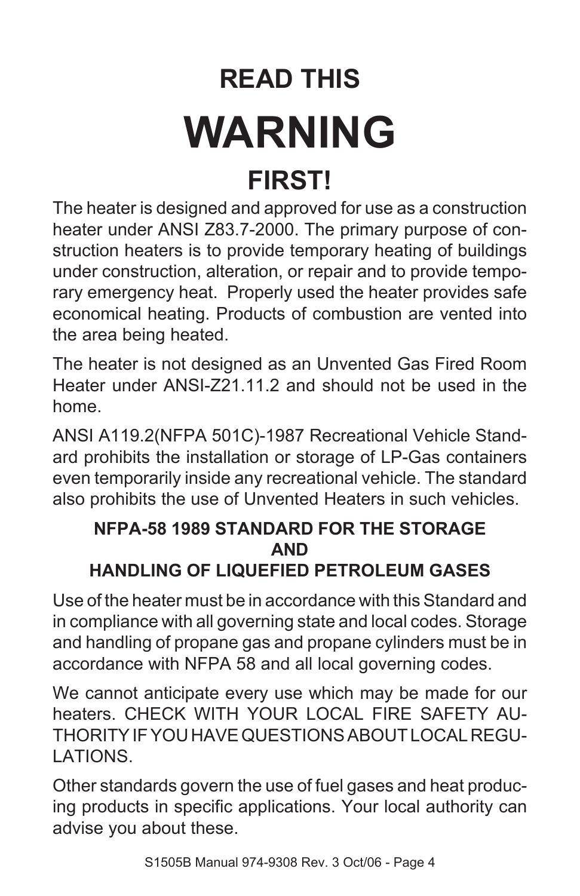## READ THIS

# WARNING

## FIRST!

The heater is designed and approved for use as a construction heater under ANSI Z83.7-2000. The primary purpose of construction heaters is to provide temporary heating of buildings under construction, alteration, or repair and to provide temporary emergency heat. Properly used the heater provides safe economical heating. Products of combustion are vented into the area being heated.

The heater is not designed as an Unvented Gas Fired Room Heater under ANSI-Z21.11.2 and should not be used in the home.

ANSI A119.2(NFPA 501C)-1987 Recreational Vehicle Standard prohibits the installation or storage of LP-Gas containers even temporarily inside any recreational vehicle. The standard also prohibits the use of Unvented Heaters in such vehicles.

### NFPA-58 1989 STANDARD FOR THE STORAGE AND HANDLING OF LIQUEFIED PETROLEUM GASES

Use of the heater must be in accordance with this Standard and in compliance with all governing state and local codes. Storage and handling of propane gas and propane cylinders must be in accordance with NFPA 58 and all local governing codes.

We cannot anticipate every use which may be made for our heaters. CHECK WITH YOUR LOCAL FIRE SAFETY AUTHORITY IF YOU HAVE QUESTIONS ABOUT LOCAL REGULATIONS.

Other standards govern the use of fuel gases and heat producing products in specific applications. Your local authority can advise you about these.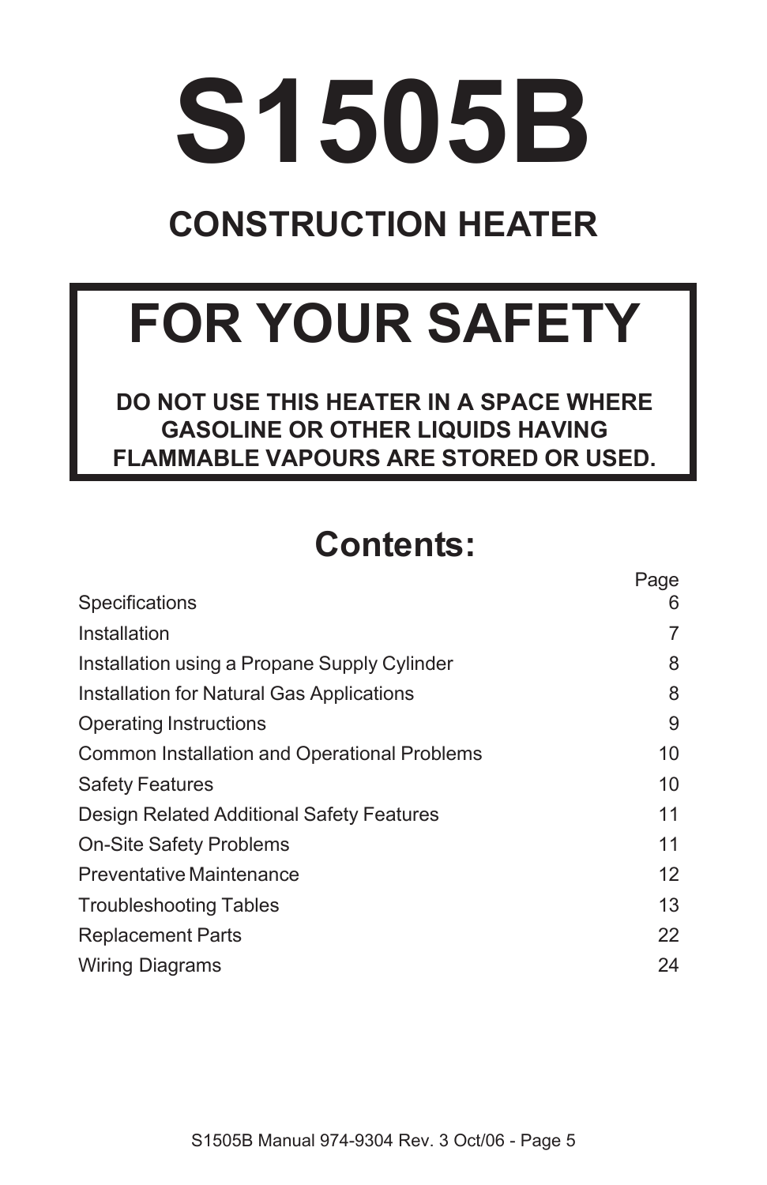# S1505B

## CONSTRUCTION HEATER

## FOR YOUR SAFETY

**DO NOT USE THIS HEATER IN A SPACE WHERE GASOLINE OR OTHER LIQUIDS HAVING FLAMMABLE VAPOURS ARE STORED OR USED.**

## Contents:

| | Page |
|---|---|
| Specifications | 6 |
| Installation | 7 |
| Installation using a Propane Supply Cylinder | 8 |
| Installation for Natural Gas Applications | 8 |
| Operating Instructions | 9 |
| Common Installation and Operational Problems | 10 |
| Safety Features | 10 |
| Design Related Additional Safety Features | 11 |
| On-Site Safety Problems | 11 |
| Preventative Maintenance | 12 |
| Troubleshooting Tables | 13 |
| Replacement Parts | 22 |
| Wiring Diagrams | 24 |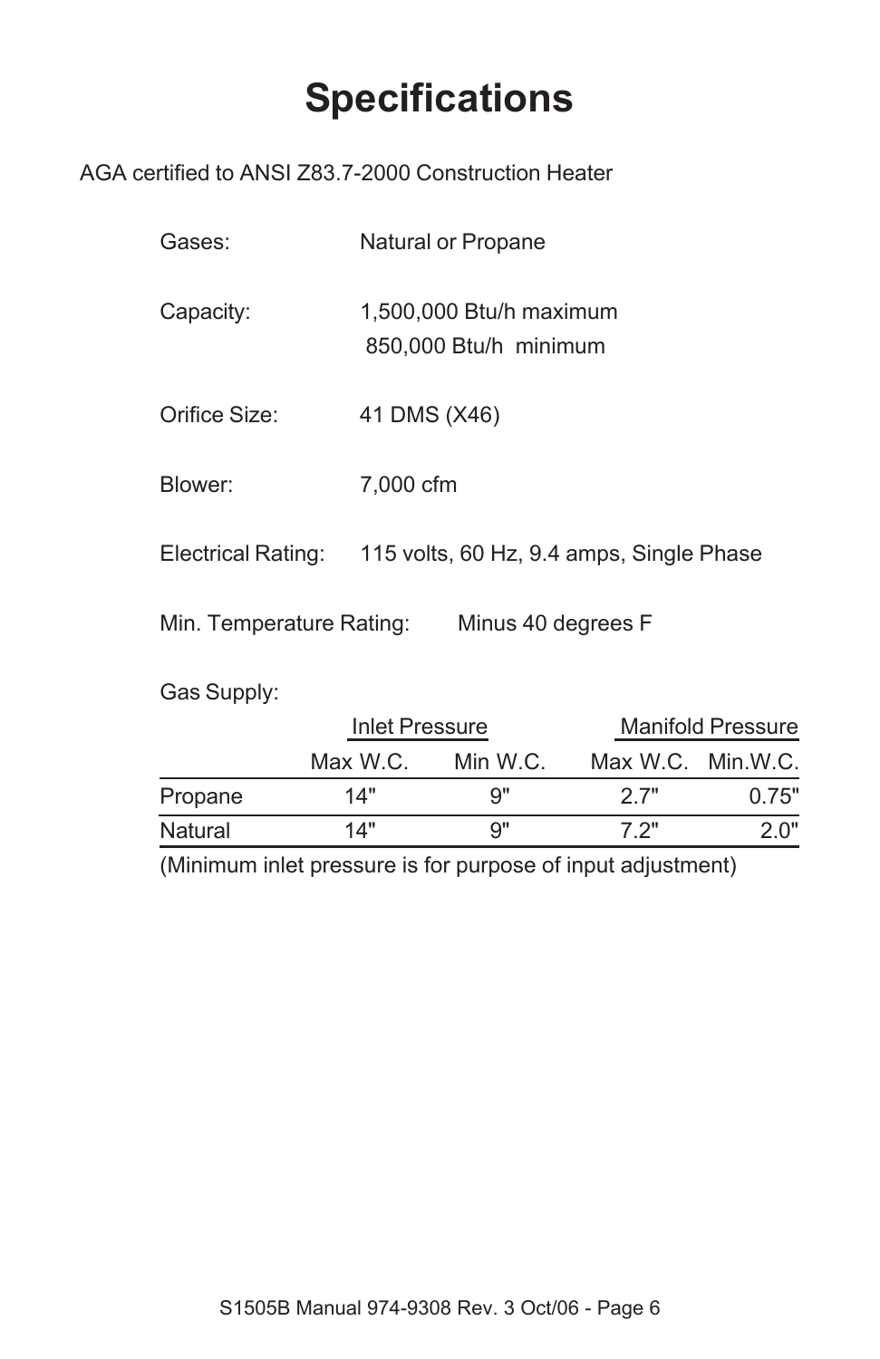# Specifications

AGA certified to ANSI Z83.7-2000 Construction Heater

Gases: Natural or Propane

Capacity: 1,500,000 Btu/h maximum
850,000 Btu/h minimum

Orifice Size: 41 DMS (X46)

Blower: 7,000 cfm

Electrical Rating: 115 volts, 60 Hz, 9.4 amps, Single Phase

Min. Temperature Rating: Minus 40 degrees F

Gas Supply:

| | Inlet Pressure | | Manifold Pressure | |
|---|---|---|---|---|
| | Max W.C. | Min W.C. | Max W.C. | Min.W.C. |
| Propane | 14" | 9" | 2.7" | 0.75" |
| Natural | 14" | 9" | 7.2" | 2.0" |

(Minimum inlet pressure is for purpose of input adjustment)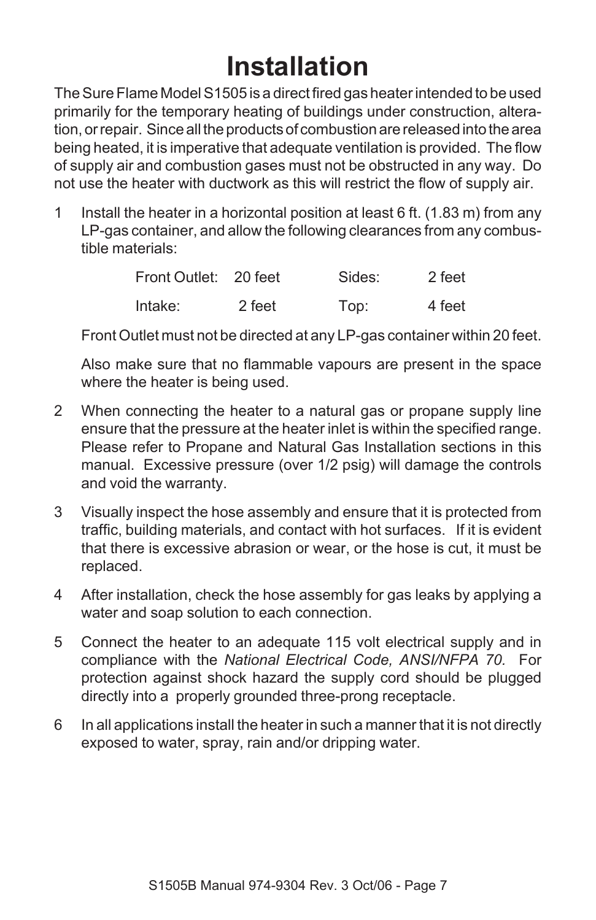# Installation

The Sure Flame Model S1505 is a direct fired gas heater intended to be used primarily for the temporary heating of buildings under construction, alteration, or repair. Since all the products of combustion are released into the area being heated, it is imperative that adequate ventilation is provided. The flow of supply air and combustion gases must not be obstructed in any way. Do not use the heater with ductwork as this will restrict the flow of supply air.

1 Install the heater in a horizontal position at least 6 ft. (1.83 m) from any LP-gas container, and allow the following clearances from any combustible materials:

| | | | |
|---|---|---|---|
| Front Outlet: | 20 feet | Sides: | 2 feet |
| Intake: | 2 feet | Top: | 4 feet |

Front Outlet must not be directed at any LP-gas container within 20 feet.

Also make sure that no flammable vapours are present in the space where the heater is being used.

2 When connecting the heater to a natural gas or propane supply line ensure that the pressure at the heater inlet is within the specified range. Please refer to Propane and Natural Gas Installation sections in this manual. Excessive pressure (over 1/2 psig) will damage the controls and void the warranty.

3 Visually inspect the hose assembly and ensure that it is protected from traffic, building materials, and contact with hot surfaces. If it is evident that there is excessive abrasion or wear, or the hose is cut, it must be replaced.

4 After installation, check the hose assembly for gas leaks by applying a water and soap solution to each connection.

5 Connect the heater to an adequate 115 volt electrical supply and in compliance with the *National Electrical Code, ANSI/NFPA 70.* For protection against shock hazard the supply cord should be plugged directly into a properly grounded three-prong receptacle.

6 In all applications install the heater in such a manner that it is not directly exposed to water, spray, rain and/or dripping water.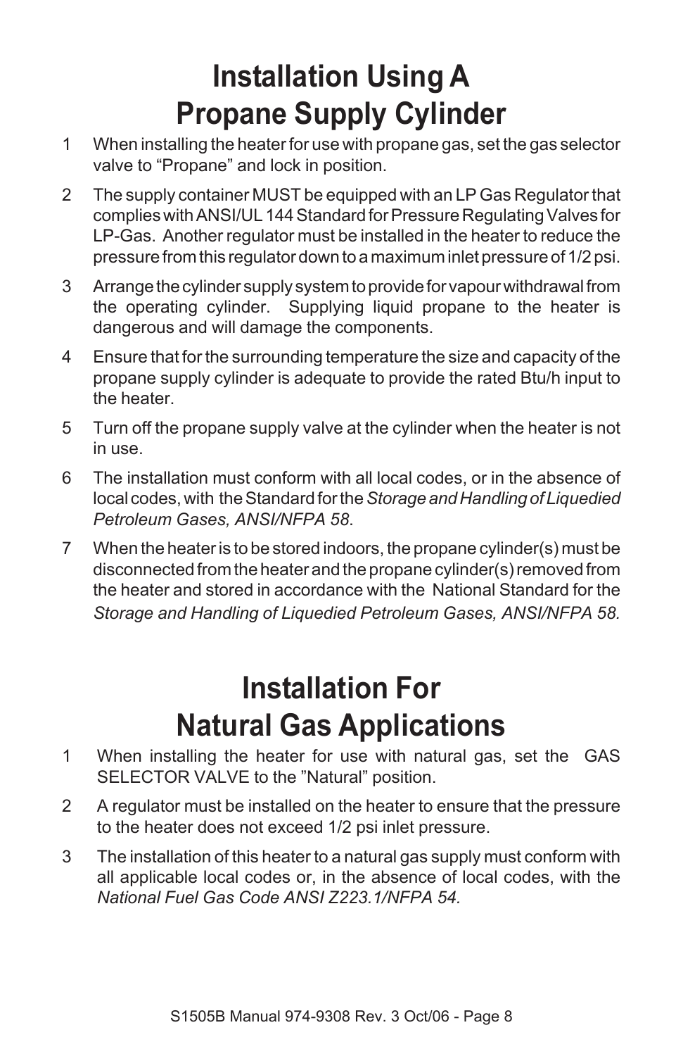# Installation Using A Propane Supply Cylinder

1. When installing the heater for use with propane gas, set the gas selector valve to "Propane" and lock in position.
2. The supply container MUST be equipped with an LP Gas Regulator that complies with ANSI/UL 144 Standard for Pressure Regulating Valves for LP-Gas. Another regulator must be installed in the heater to reduce the pressure from this regulator down to a maximum inlet pressure of 1/2 psi.
3. Arrange the cylinder supply system to provide for vapour withdrawal from the operating cylinder. Supplying liquid propane to the heater is dangerous and will damage the components.
4. Ensure that for the surrounding temperature the size and capacity of the propane supply cylinder is adequate to provide the rated Btu/h input to the heater.
5. Turn off the propane supply valve at the cylinder when the heater is not in use.
6. The installation must conform with all local codes, or in the absence of local codes, with the Standard for the *Storage and Handling of Liquedied Petroleum Gases, ANSI/NFPA 58*.
7. When the heater is to be stored indoors, the propane cylinder(s) must be disconnected from the heater and the propane cylinder(s) removed from the heater and stored in accordance with the National Standard for the *Storage and Handling of Liquedied Petroleum Gases, ANSI/NFPA 58.*

# Installation For Natural Gas Applications

1. When installing the heater for use with natural gas, set the GAS SELECTOR VALVE to the "Natural" position.
2. A regulator must be installed on the heater to ensure that the pressure to the heater does not exceed 1/2 psi inlet pressure.
3. The installation of this heater to a natural gas supply must conform with all applicable local codes or, in the absence of local codes, with the *National Fuel Gas Code ANSI Z223.1/NFPA 54.*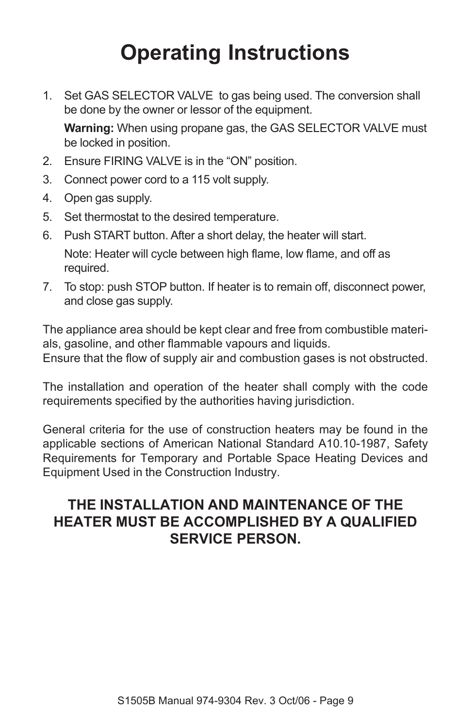# Operating Instructions

1. Set GAS SELECTOR VALVE to gas being used. The conversion shall be done by the owner or lessor of the equipment.

   **Warning:** When using propane gas, the GAS SELECTOR VALVE must be locked in position.

2. Ensure FIRING VALVE is in the "ON" position.
3. Connect power cord to a 115 volt supply.
4. Open gas supply.
5. Set thermostat to the desired temperature.
6. Push START button. After a short delay, the heater will start.

   Note: Heater will cycle between high flame, low flame, and off as required.

7. To stop: push STOP button. If heater is to remain off, disconnect power, and close gas supply.

The appliance area should be kept clear and free from combustible materials, gasoline, and other flammable vapours and liquids.
Ensure that the flow of supply air and combustion gases is not obstructed.

The installation and operation of the heater shall comply with the code requirements specified by the authorities having jurisdiction.

General criteria for the use of construction heaters may be found in the applicable sections of American National Standard A10.10-1987, Safety Requirements for Temporary and Portable Space Heating Devices and Equipment Used in the Construction Industry.

**THE INSTALLATION AND MAINTENANCE OF THE HEATER MUST BE ACCOMPLISHED BY A QUALIFIED SERVICE PERSON.**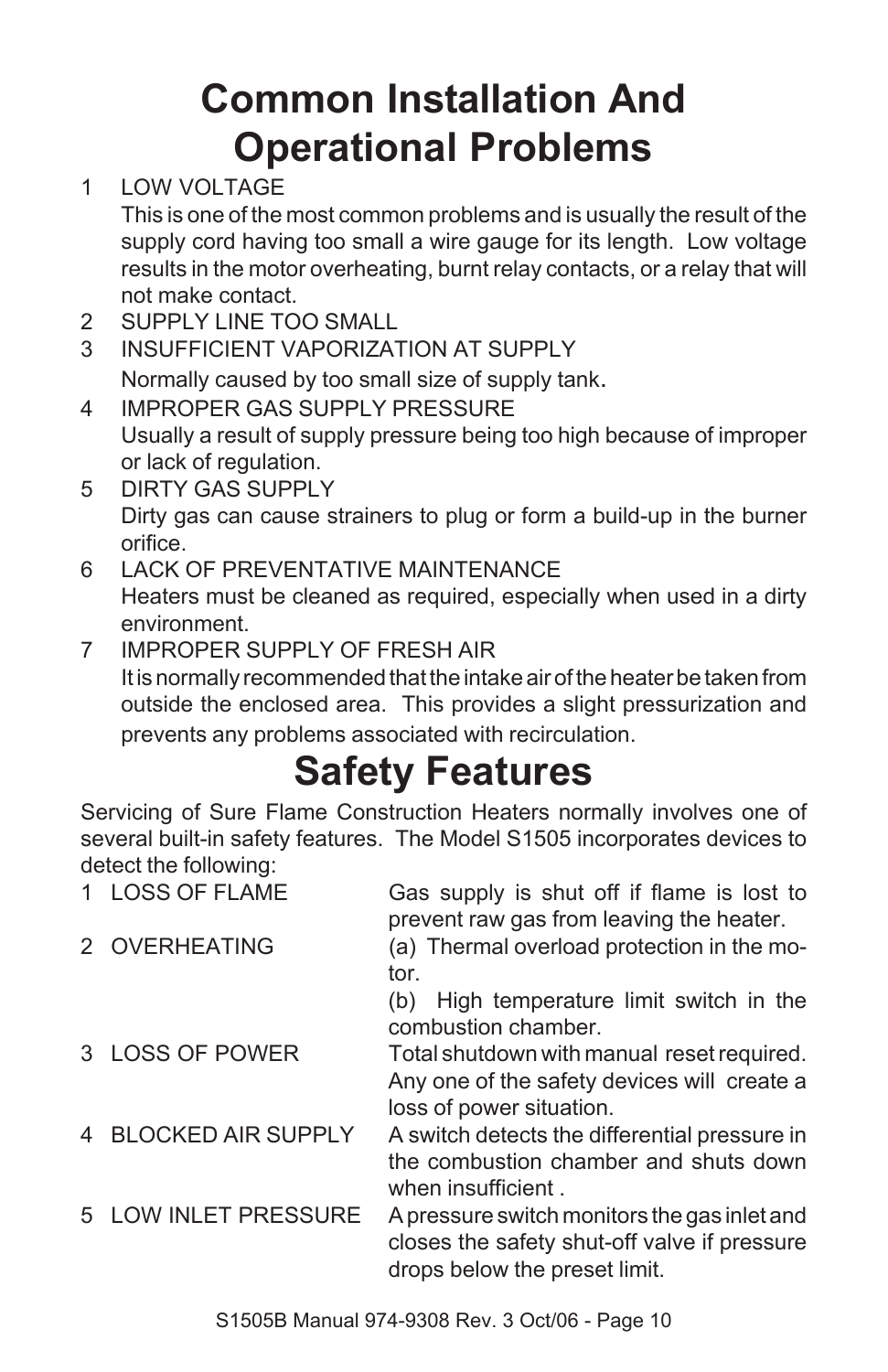# Common Installation And Operational Problems

1. LOW VOLTAGE
   This is one of the most common problems and is usually the result of the supply cord having too small a wire gauge for its length. Low voltage results in the motor overheating, burnt relay contacts, or a relay that will not make contact.
2. SUPPLY LINE TOO SMALL
3. INSUFFICIENT VAPORIZATION AT SUPPLY
   Normally caused by too small size of supply tank.
4. IMPROPER GAS SUPPLY PRESSURE
   Usually a result of supply pressure being too high because of improper or lack of regulation.
5. DIRTY GAS SUPPLY
   Dirty gas can cause strainers to plug or form a build-up in the burner orifice.
6. LACK OF PREVENTATIVE MAINTENANCE
   Heaters must be cleaned as required, especially when used in a dirty environment.
7. IMPROPER SUPPLY OF FRESH AIR
   It is normally recommended that the intake air of the heater be taken from outside the enclosed area. This provides a slight pressurization and prevents any problems associated with recirculation.

# Safety Features

Servicing of Sure Flame Construction Heaters normally involves one of several built-in safety features. The Model S1505 incorporates devices to detect the following:

| | |
|---|---|
| 1 LOSS OF FLAME | Gas supply is shut off if flame is lost to prevent raw gas from leaving the heater. |
| 2 OVERHEATING | (a) Thermal overload protection in the motor.<br>(b) High temperature limit switch in the combustion chamber. |
| 3 LOSS OF POWER | Total shutdown with manual reset required. Any one of the safety devices will create a loss of power situation. |
| 4 BLOCKED AIR SUPPLY | A switch detects the differential pressure in the combustion chamber and shuts down when insufficient . |
| 5 LOW INLET PRESSURE | A pressure switch monitors the gas inlet and closes the safety shut-off valve if pressure drops below the preset limit. |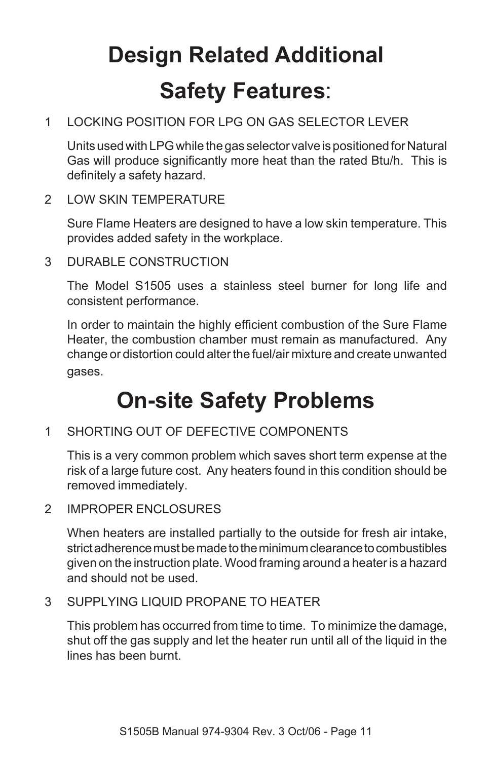# Design Related Additional Safety Features:

1 LOCKING POSITION FOR LPG ON GAS SELECTOR LEVER

Units used with LPG while the gas selector valve is positioned for Natural Gas will produce significantly more heat than the rated Btu/h. This is definitely a safety hazard.

2 LOW SKIN TEMPERATURE

Sure Flame Heaters are designed to have a low skin temperature. This provides added safety in the workplace.

3 DURABLE CONSTRUCTION

The Model S1505 uses a stainless steel burner for long life and consistent performance.

In order to maintain the highly efficient combustion of the Sure Flame Heater, the combustion chamber must remain as manufactured. Any change or distortion could alter the fuel/air mixture and create unwanted gases.

# On-site Safety Problems

1 SHORTING OUT OF DEFECTIVE COMPONENTS

This is a very common problem which saves short term expense at the risk of a large future cost. Any heaters found in this condition should be removed immediately.

2 IMPROPER ENCLOSURES

When heaters are installed partially to the outside for fresh air intake, strict adherence must be made to the minimum clearance to combustibles given on the instruction plate. Wood framing around a heater is a hazard and should not be used.

3 SUPPLYING LIQUID PROPANE TO HEATER

This problem has occurred from time to time. To minimize the damage, shut off the gas supply and let the heater run until all of the liquid in the lines has been burnt.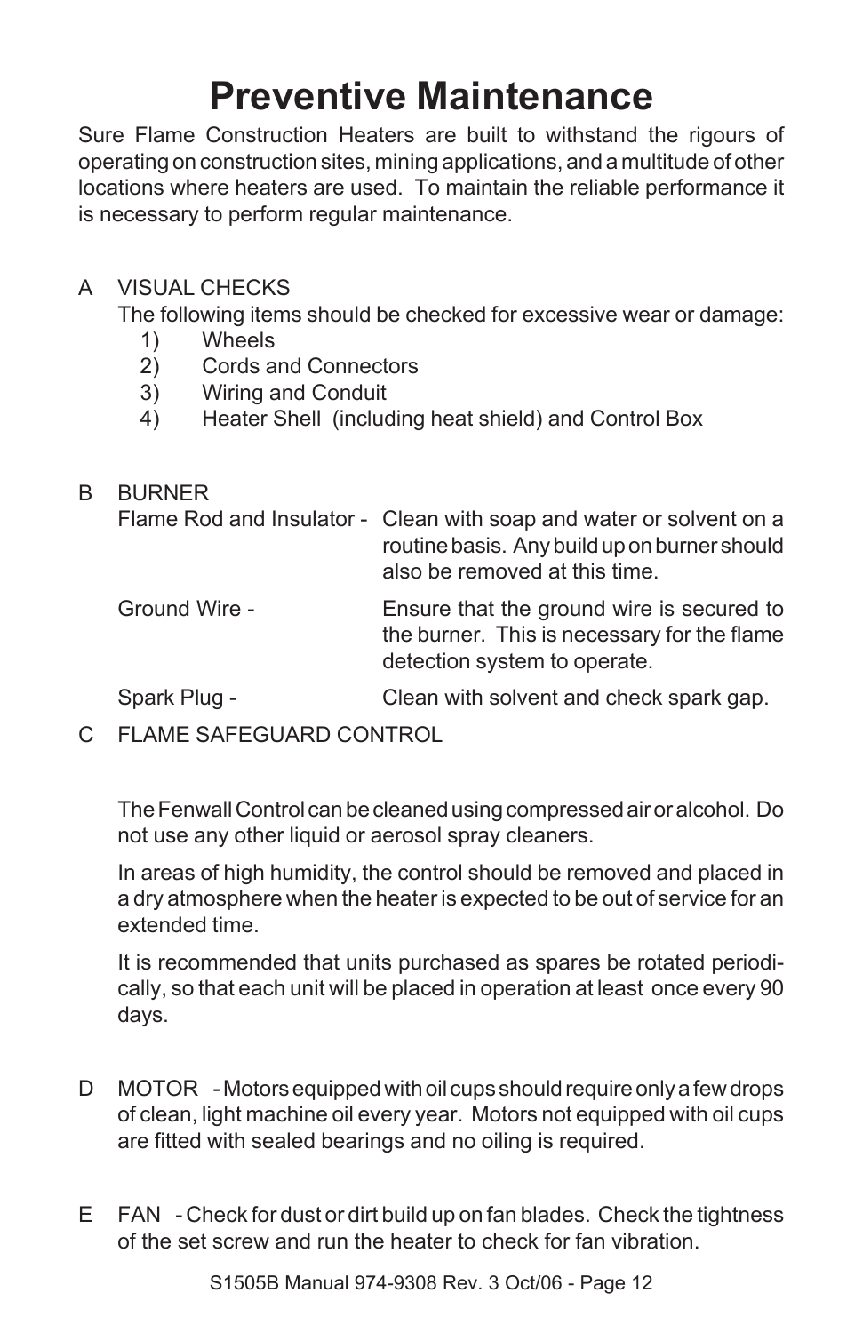# Preventive Maintenance

Sure Flame Construction Heaters are built to withstand the rigours of operating on construction sites, mining applications, and a multitude of other locations where heaters are used. To maintain the reliable performance it is necessary to perform regular maintenance.

A VISUAL CHECKS

The following items should be checked for excessive wear or damage:

1) Wheels
2) Cords and Connectors
3) Wiring and Conduit
4) Heater Shell (including heat shield) and Control Box

B BURNER

Flame Rod and Insulator - Clean with soap and water or solvent on a routine basis. Any build up on burner should also be removed at this time.

Ground Wire - Ensure that the ground wire is secured to the burner. This is necessary for the flame detection system to operate.

Spark Plug - Clean with solvent and check spark gap.

C FLAME SAFEGUARD CONTROL

The Fenwall Control can be cleaned using compressed air or alcohol. Do not use any other liquid or aerosol spray cleaners.

In areas of high humidity, the control should be removed and placed in a dry atmosphere when the heater is expected to be out of service for an extended time.

It is recommended that units purchased as spares be rotated periodically, so that each unit will be placed in operation at least once every 90 days.

D MOTOR - Motors equipped with oil cups should require only a few drops of clean, light machine oil every year. Motors not equipped with oil cups are fitted with sealed bearings and no oiling is required.

E FAN - Check for dust or dirt build up on fan blades. Check the tightness of the set screw and run the heater to check for fan vibration.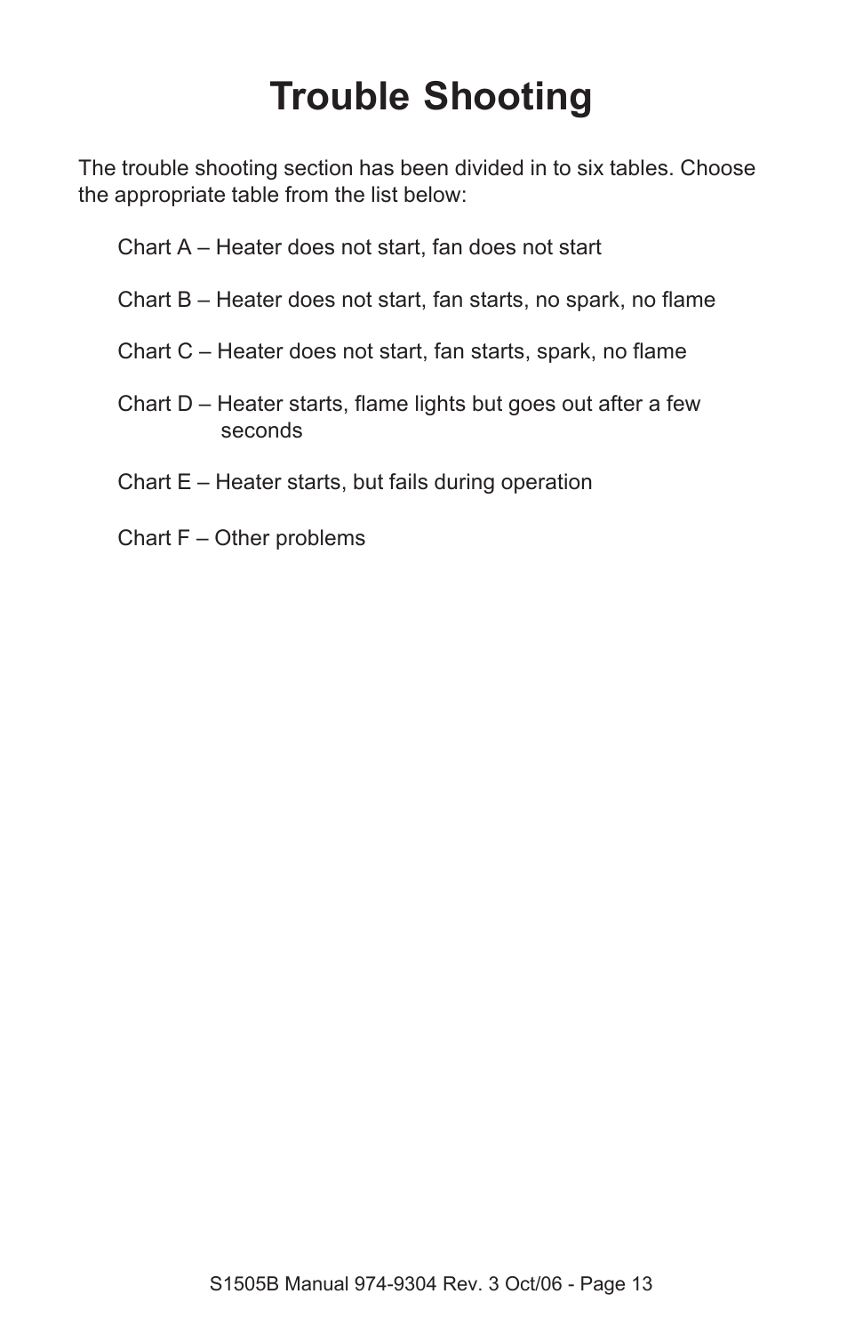# Trouble Shooting

The trouble shooting section has been divided in to six tables. Choose the appropriate table from the list below:

Chart A – Heater does not start, fan does not start

Chart B – Heater does not start, fan starts, no spark, no flame

Chart C – Heater does not start, fan starts, spark, no flame

Chart D – Heater starts, flame lights but goes out after a few seconds

Chart E – Heater starts, but fails during operation

Chart F – Other problems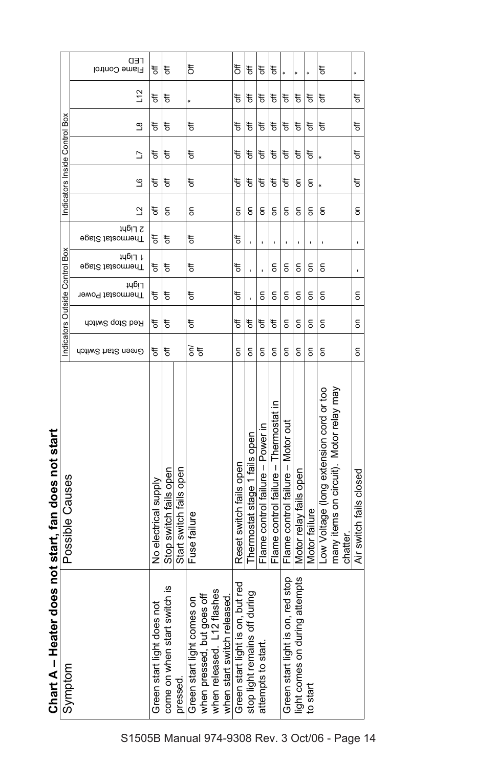## Chart A – Heater does not start, fan does not start

| Symptom | Possible Causes | Indicators Outside Control Box | | | | | Indicators Inside Control Box | | | | | Flame Control LED |
|---|---|---|---|---|---|---|---|---|---|---|---|---|
| | | Green Start Switch | Red Stop Switch | Thermostat Power Light | Thermostat Stage 1 Light | Thermostat Stage 2 Light | L2 | L6 | L7 | L8 | L12 | |
| Green start light does not come on when start switch is pressed. | No electrical supply | off | off | off | off | off | off | off | off | off | off | off |
| | Stop switch fails open | off | off | off | off | off | on | off | off | off | off | off |
| | Start switch fails open | | | | | | | | | | | |
| Green start light comes on when pressed, but goes off when released. L12 flashes when start switch released. | Fuse failure | on/off | off | off | off | off | on | off | off | off | * | Off |
| Green start light is on, but red stop light remains off during attempts to start. | Reset switch fails open | on | off | off | off | off | on | off | off | off | off | Off |
| | Thermostat stage 1 fails open | on | off | - | - | - | on | off | off | off | off | off |
| | Flame control failure – Power in | on | off | on | - | - | on | off | off | off | off | off |
| | Flame control failure – Thermostat in | on | off | on | on | - | on | off | off | off | off | off |
| Green start light is on, red stop light comes on during attempts to start | Flame control failure – Motor out | on | on | on | on | - | on | off | off | off | off | * |
| | Motor relay fails open | on | on | on | on | - | on | on | off | off | off | * |
| | Motor failure | on | on | on | on | - | on | on | off | off | off | * |
| | Low Voltage (long extension cord or too many items on circuit). Motor relay may chatter. | on | on | on | on | - | on | * | * | off | off | off |
| | Air switch fails closed | on | on | on | - | - | on | off | off | off | off | * |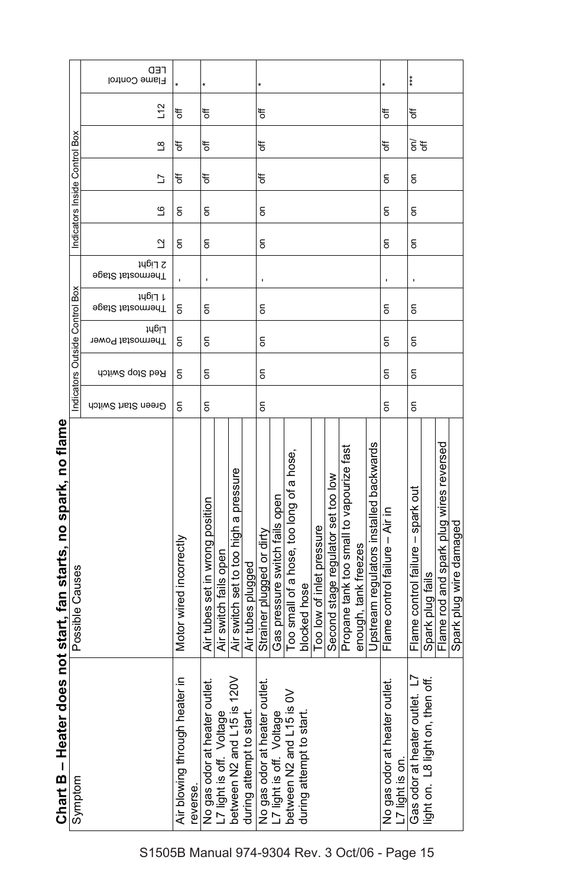## Chart B – Heater does not start, fan starts, no spark, no flame

| Symptom | Possible Causes | Indicators Outside Control Box | | | | | Indicators Inside Control Box | | | | | |
|---|---|---|---|---|---|---|---|---|---|---|---|---|
| | | Green Start Switch | Red Stop Switch | Thermostat Power Light | Thermostat Stage 1 Light | Thermostat Stage 2 Light | L2 | L6 | L7 | L8 | L12 | Flame Control LED |
| Air blowing through heater in reverse. | Motor wired incorrectly | on | on | on | on | - | on | on | off | off | off | * |
| No gas odor at heater outlet. L7 light is off. Voltage between N2 and L15 is 120V during attempt to start. | Air tubes set in wrong position<br>Air switch fails open<br>Air switch set to too high a pressure<br>Air tubes plugged | on | on | on | on | - | on | on | off | off | off | * |
| No gas odor at heater outlet. L7 light is off. Voltage between N2 and L15 is 0V during attempt to start. | Strainer plugged or dirty<br>Gas pressure switch fails open<br>Too small of a hose, too long of a hose, blocked hose<br>Too low of inlet pressure<br>Second stage regulator set too low<br>Propane tank too small to vapourize fast enough, tank freezes<br>Upstream regulators installed backwards | on | on | on | on | - | on | on | off | off | off | * |
| No gas odor at heater outlet. L7 light is on. | Flame control failure – Air in | on | on | on | on | - | on | on | on | off | off | * |
| Gas odor at heater outlet. L7 light on. L8 light on, then off. | Flame control failure – spark out<br>Spark plug fails<br>Flame rod and spark plug wires reversed<br>Spark plug wire damaged | on | on | on | on | - | on | on | on | on/off | off | *** |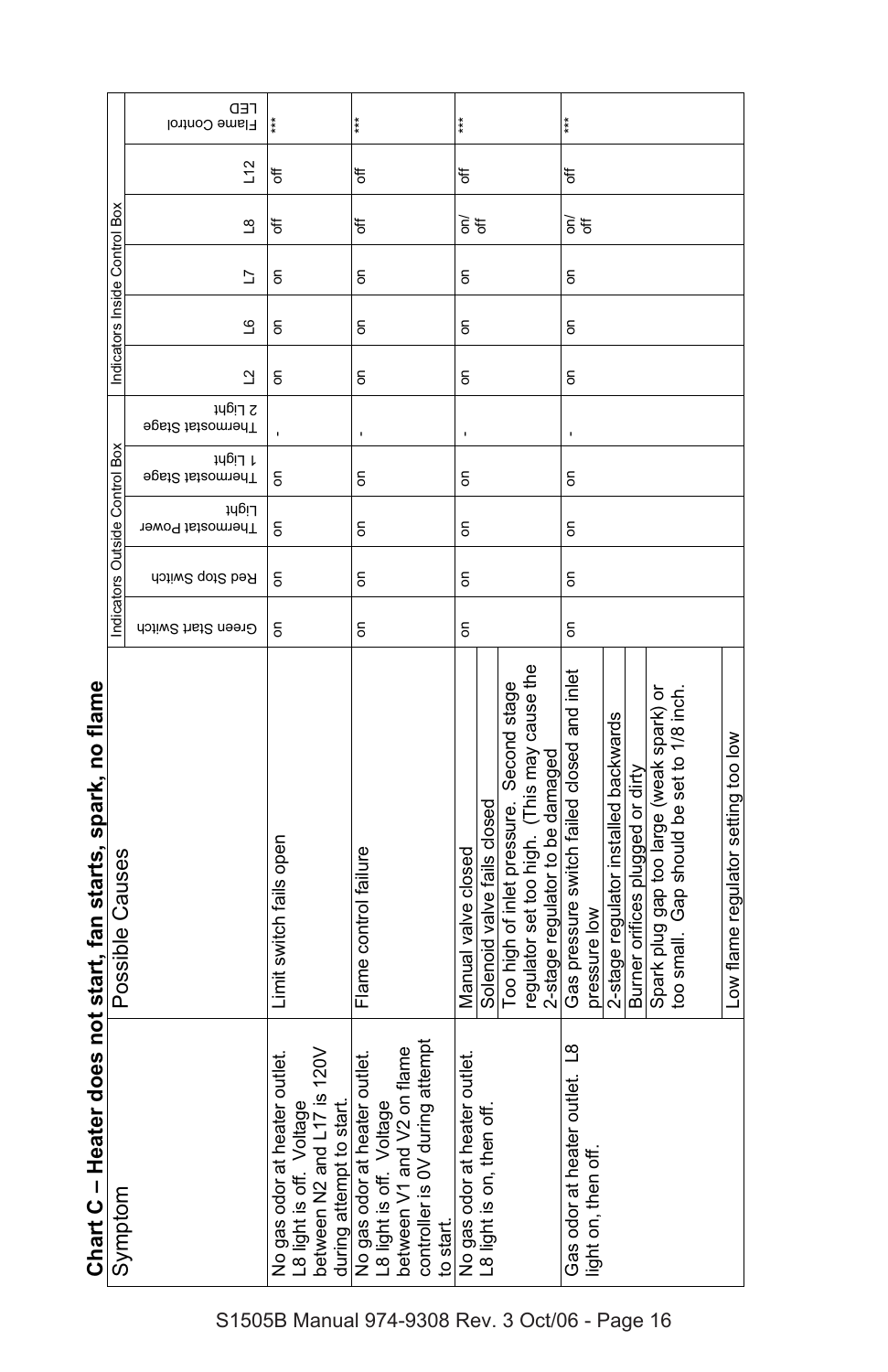## Chart C – Heater does not start, fan starts, spark, no flame

| Symptom | Possible Causes | Indicators Outside Control Box | | | | | Indicators Inside Control Box | | | | | |
|---|---|---|---|---|---|---|---|---|---|---|---|---|
| | | Green Start Switch | Red Stop Switch | Thermostat Power Light | Thermostat Stage 1 Light | Thermostat Stage 2 Light | L2 | L6 | L7 | L8 | L12 | Flame Control LED |
| No gas odor at heater outlet. L8 light is off. Voltage between N2 and L17 is 120V during attempt to start. | Limit switch fails open | on | on | on | on | - | on | on | on | off | off | *** |
| No gas odor at heater outlet. L8 light is off. Voltage between V1 and V2 on flame controller is 0V during attempt to start. | Flame control failure | on | on | on | on | - | on | on | on | off | off | *** |
| No gas odor at heater outlet. L8 light is on, then off. | Manual valve closed | on | on | on | on | - | on | on | on | on/off | off | *** |
| | Solenoid valve fails closed | | | | | | | | | | | |
| | Too high of inlet pressure. Second stage regulator set too high. (This may cause the 2-stage regulator to be damaged | | | | | | | | | | | |
| Gas odor at heater outlet. L8 light on, then off. | Gas pressure switch failed closed and inlet pressure low | on | on | on | on | - | on | on | on | on/off | off | *** |
| | 2-stage regulator installed backwards | | | | | | | | | | | |
| | Burner orifices plugged or dirty | | | | | | | | | | | |
| | Spark plug gap too large (weak spark) or too small. Gap should be set to 1/8 inch. | | | | | | | | | | | |
| | Low flame regulator setting too low | | | | | | | | | | | |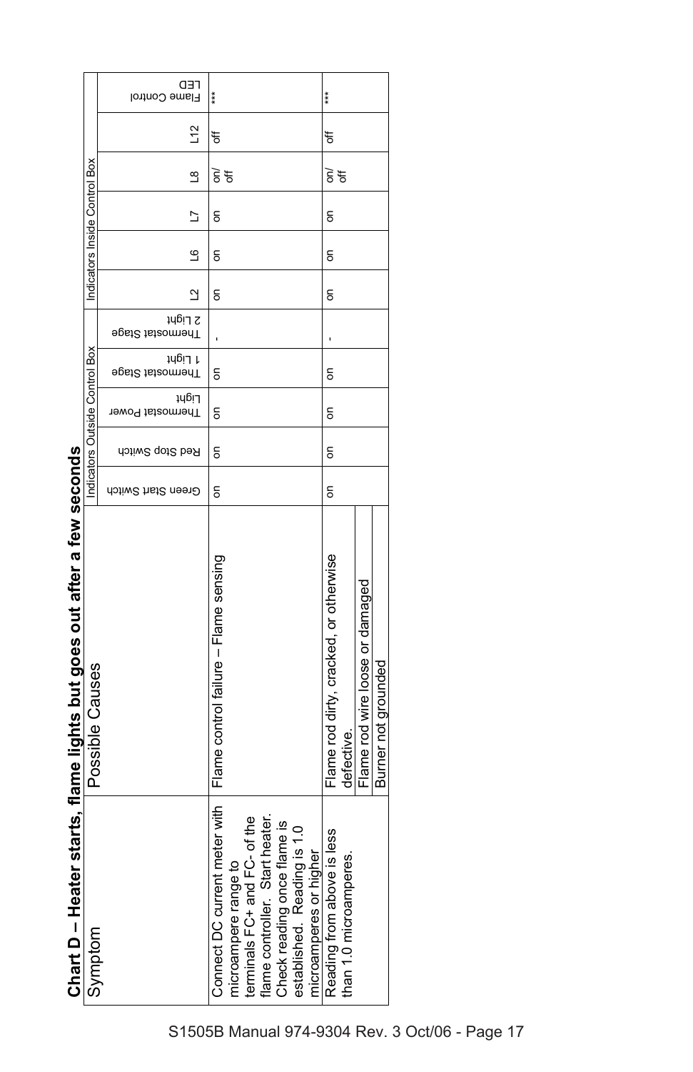## Chart D – Heater starts, flame lights but goes out after a few seconds

| Symptom | Possible Causes | Indicators Outside Control Box | | | | | Indicators Inside Control Box | | | | | |
|---|---|---|---|---|---|---|---|---|---|---|---|---|
| | | Green Start Switch | Red Stop Switch | Thermostat Power Light | Thermostat Stage 1 Light | Thermostat Stage 2 Light | L2 | L6 | L7 | L8 | L12 | Flame Control LED |
| Connect DC current meter with microampere range to terminals FC+ and FC- of the flame controller. Start heater. Check reading once flame is established. Reading is 1.0 microamperes or higher | Flame control failure – Flame sensing | on | on | on | on | - | on | on | on | on/off | off | *** |
| Reading from above is less than 1.0 microamperes. | Flame rod dirty, cracked, or otherwise defective. | on | on | on | on | - | on | on | on | on/off | off | *** |
| | Flame rod wire loose or damaged | | | | | | | | | | | |
| | Burner not grounded | | | | | | | | | | | |

S1505B Manual 974-9304 Rev. 3 Oct/06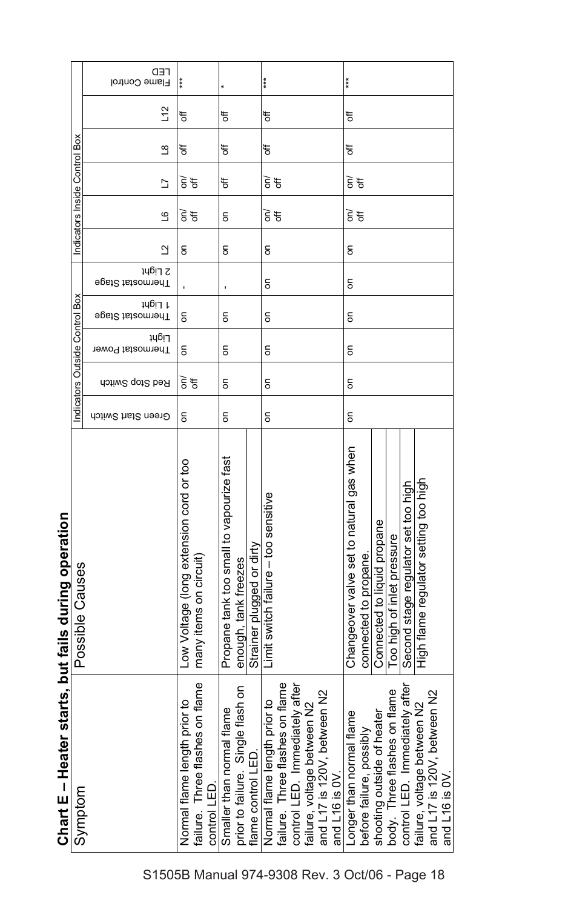## Chart E – Heater starts, but fails during operation

| Symptom | Possible Causes | Indicators Outside Control Box | | | | | Indicators Inside Control Box | | | | | |
|---|---|---|---|---|---|---|---|---|---|---|---|---|
| | | Green Start Switch | Red Stop Switch | Thermostat Power Light | Thermostat Stage 1 Light | Thermostat Stage 2 Light | L2 | L6 | L7 | L8 | L12 | Flame Control LED |
| Normal flame length prior to failure. Three flashes on flame control LED. | Low Voltage (long extension cord or too many items on circuit) | on | on/off | on | on | - | on | on/off | on/off | off | off | *** |
| Smaller than normal flame prior to failure. Single flash on flame control LED. | Propane tank too small to vapourize fast enough, tank freezes<br>Strainer plugged or dirty | on | on | on | on | - | on | on | off | off | off | * |
| Normal flame length prior to failure. Three flashes on flame control LED. Immediately after failure, voltage between N2 and L17 is 120V, between N2 and L16 is 0V. | Limit switch failure – too sensitive | on | on | on | on | on | on | on/off | on/off | off | off | *** |
| Longer than normal flame before failure, possibly shooting outside of heater body. Three flashes on flame control LED. Immediately after failure, voltage between N2 and L17 is 120V, between N2 and L16 is 0V. | Changeover valve set to natural gas when connected to propane.<br>Connected to liquid propane<br>Too high of inlet pressure<br>Second stage regulator set too high<br>High flame regulator setting too high | on | on | on | on | on | on | on/off | on/off | off | off | *** |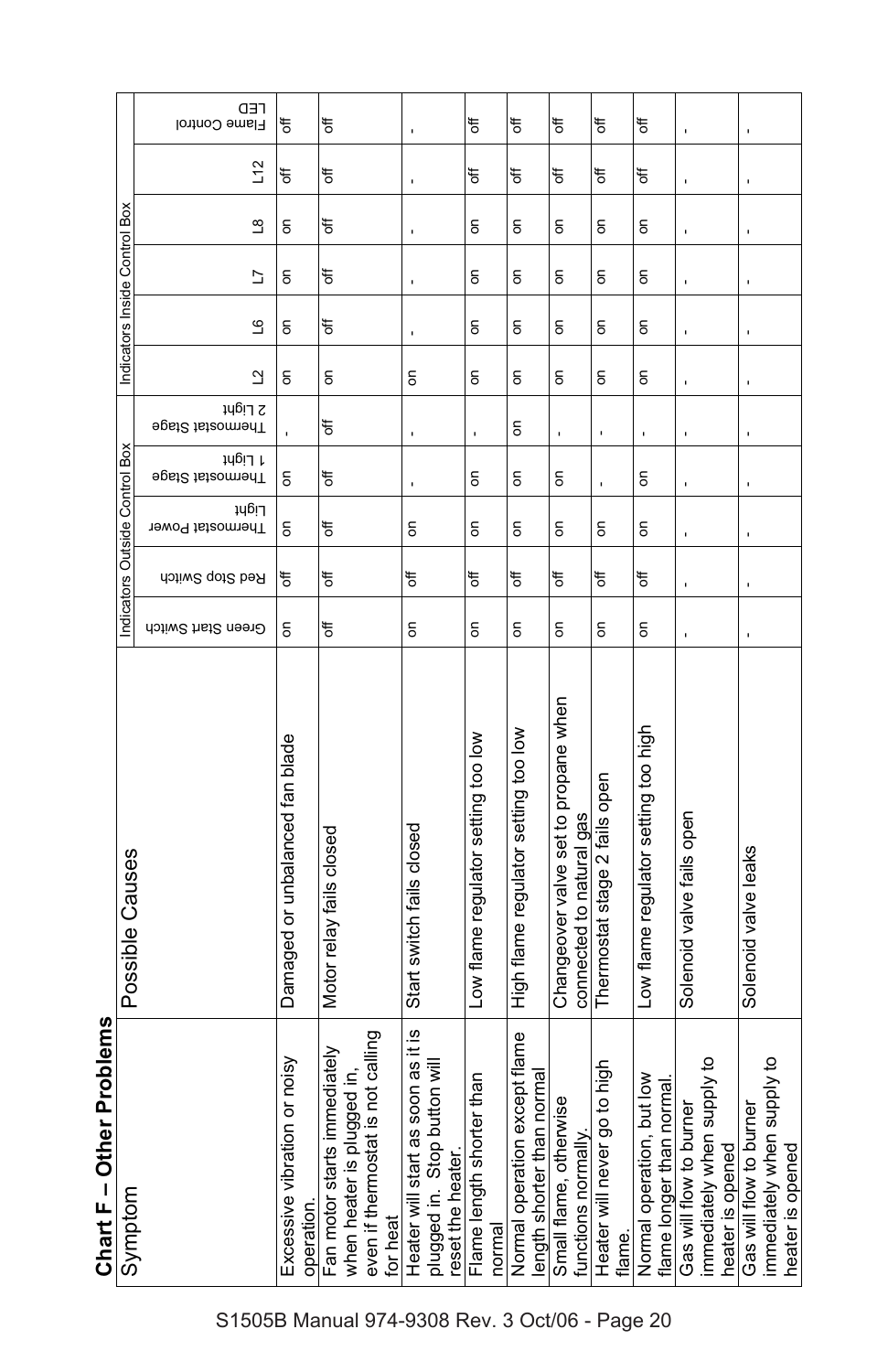# Chart F – Other Problems

| Symptom | Possible Causes | Indicators Outside Control Box | | | | | Indicators Inside Control Box | | | | | | |
|---|---|---|---|---|---|---|---|---|---|---|---|---|---|
| | | Green Start Switch | Red Stop Switch | Thermostat Power Light | Thermostat Stage 1 Light | Thermostat Stage 2 Light | L2 | L6 | L7 | L8 | L12 | Flame Control LED |
| Excessive vibration or noisy operation. | Damaged or unbalanced fan blade | on | off | on | on | - | on | on | on | on | off | off |
| Fan motor starts immediately when heater is plugged in, even if thermostat is not calling for heat | Motor relay fails closed | off | off | off | off | off | on | off | off | off | off | off |
| Heater will start as soon as it is plugged in. Stop button will reset the heater. | Start switch fails closed | on | off | on | - | - | on | - | - | - | - | - |
| Flame length shorter than normal | Low flame regulator setting too low | on | off | on | on | - | on | on | on | on | off | off |
| Normal operation except flame length shorter than normal | High flame regulator setting too low | on | off | on | on | on | on | on | on | on | off | off |
| Small flame, otherwise functions normally. | Changeover valve set to propane when connected to natural gas | on | off | on | on | - | on | on | on | on | off | off |
| Heater will never go to high flame. | Thermostat stage 2 fails open | on | off | on | - | - | on | on | on | on | off | off |
| Normal operation, but low flame longer than normal. | Low flame regulator setting too high | on | off | on | on | - | on | on | on | on | off | off |
| Gas will flow to burner immediately when supply to heater is opened | Solenoid valve fails open | - | - | - | - | - | - | - | - | - | - | - |
| Gas will flow to burner immediately when supply to heater is opened | Solenoid valve leaks | - | - | - | - | - | - | - | - | - | - | - |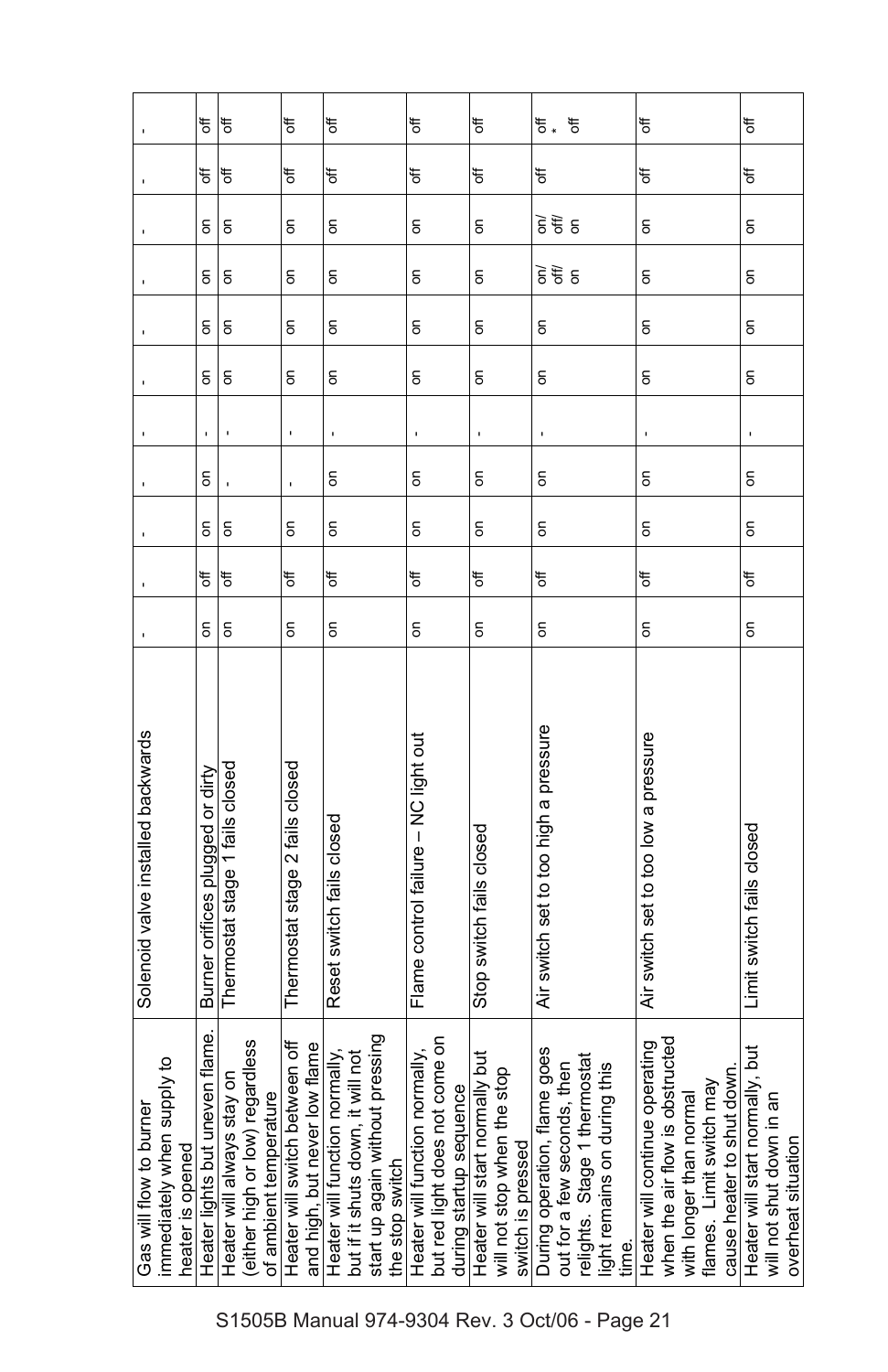| | | | | | | | | | | | | |
|---|---|---|---|---|---|---|---|---|---|---|---|---|
| Gas will flow to burner immediately when supply to heater is opened | Solenoid valve installed backwards | - | - | - | - | - | - | - | - | - | - | - |
| Heater lights but uneven flame. | Burner orifices plugged or dirty | on | off | on | on | - | on | on | on | on | off | off |
| Heater will always stay on (either high or low) regardless of ambient temperature | Thermostat stage 1 fails closed | on | off | on | - | - | on | on | on | on | off | off |
| Heater will switch between off and high, but never low flame | Thermostat stage 2 fails closed | on | off | on | - | - | on | on | on | on | off | off |
| Heater will function normally, but if it shuts down, it will not start up again without pressing the stop switch | Reset switch fails closed | on | off | on | on | - | on | on | on | on | off | off |
| Heater will function normally, but red light does not come on during startup sequence | Flame control failure – NC light out | on | off | on | on | - | on | on | on | on | off | off |
| Heater will start normally but will not stop when the stop switch is pressed | Stop switch fails closed | on | off | on | on | - | on | on | on | on | off | off |
| During operation, flame goes out for a few seconds, then relights. Stage 1 thermostat light remains on during this time. | Air switch set to too high a pressure | on | off | on | on | - | on | on | on/ off/ on | on/ off/ on | off | off * off |
| Heater will continue operating when the air flow is obstructed with longer than normal flames. Limit switch may cause heater to shut down. | Air switch set to too low a pressure | on | off | on | on | - | on | on | on | on | off | off |
| Heater will start normally, but will not shut down in an overheat situation | Limit switch fails closed | on | off | on | on | - | on | on | on | on | off | off |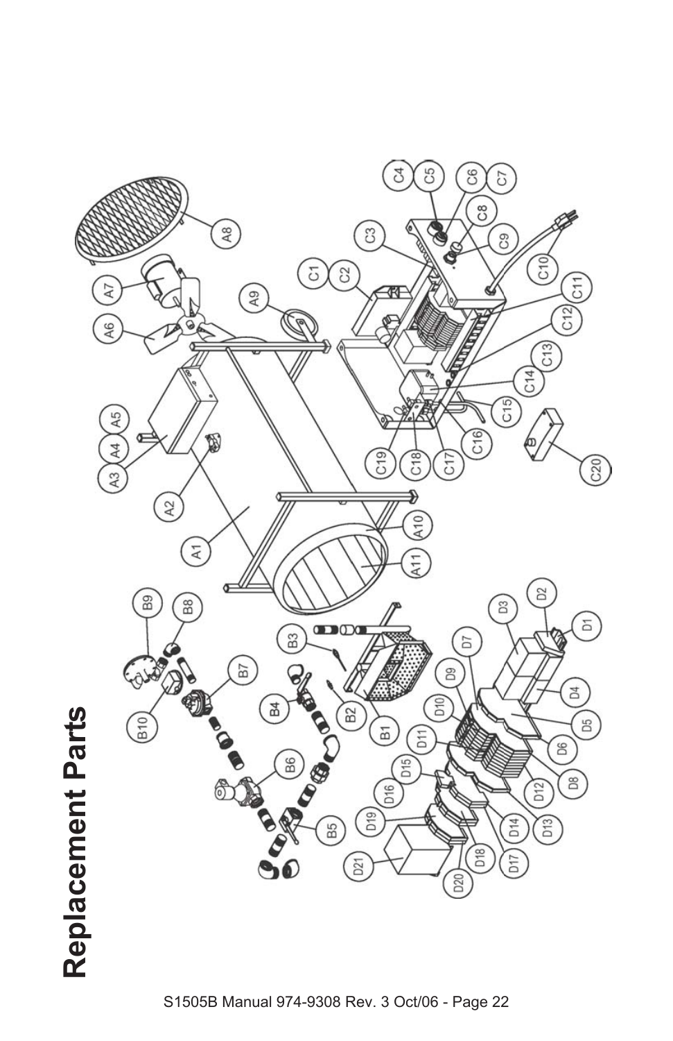# Replacement Parts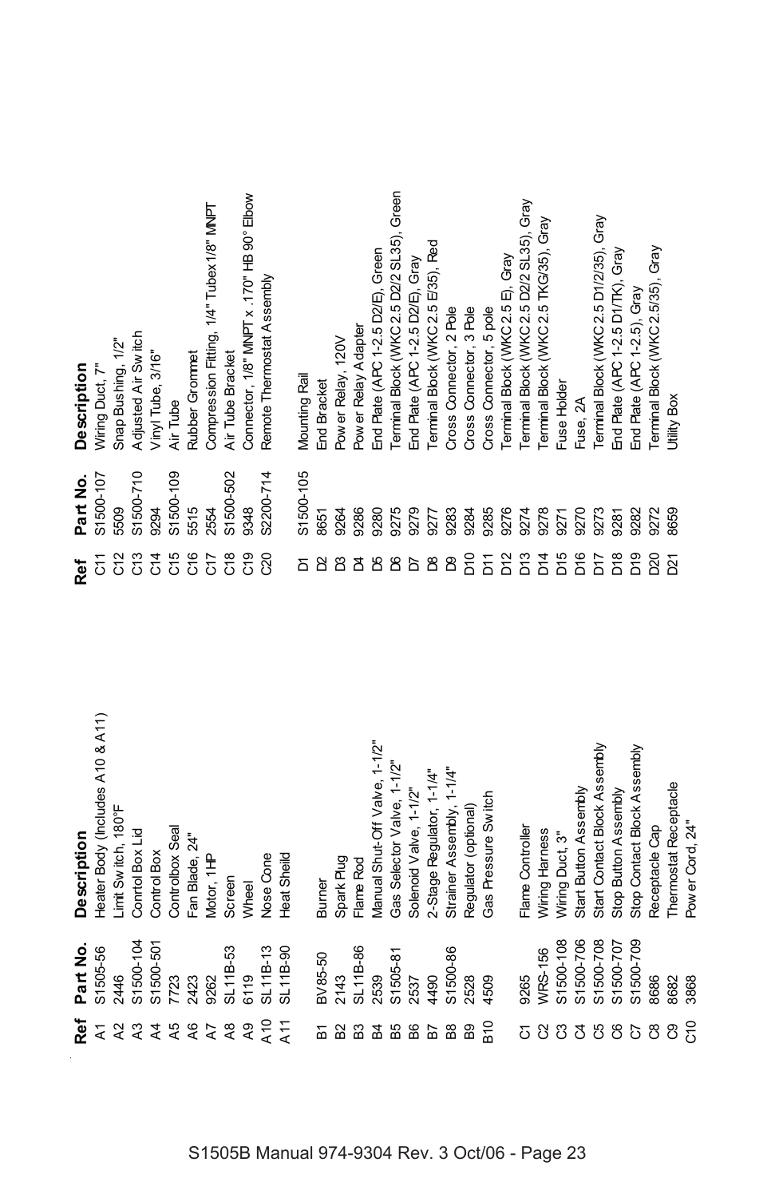| Ref | Part No. | Description |
|---|---|---|
| A1 | S1505-56 | Heater Body (Includes A10 & A11) |
| A2 | 2446 | Limit Switch, 180°F |
| A3 | S1500-104 | Conrtol Box Lid |
| A4 | S1500-501 | Control Box |
| A5 | 7723 | Controlbox Seal |
| A6 | 2423 | Fan Blade, 24" |
| A7 | 9262 | Motor, 1HP |
| A8 | SL11B-53 | Screen |
| A9 | 6119 | Wheel |
| A10 | SL11B-13 | Nose Cone |
| A11 | SL11B-90 | Heat Sheild |
| | | |
| B1 | BV85-50 | Burner |
| B2 | 2143 | Spark Plug |
| B3 | SL11B-86 | Flame Rod |
| B4 | 2539 | Manual Shut-Off Valve, 1-1/2" |
| B5 | S1505-81 | Gas Selector Valve, 1-1/2" |
| B6 | 2537 | Solenoid Valve, 1-1/2" |
| B7 | 4490 | 2-Stage Regulator, 1-1/4" |
| B8 | S1500-86 | Strainer Assembly, 1-1/4" |
| B9 | 2528 | Regulator (optional) |
| B10 | 4509 | Gas Pressure Switch |
| | | |
| C1 | 9265 | Flame Controller |
| C2 | WRS-156 | Wiring Harness |
| C3 | S1500-108 | Wiring Duct, 3" |
| C4 | S1500-706 | Start Button Assembly |
| C5 | S1500-708 | Start Contact Block Assembly |
| C6 | S1500-707 | Stop Button Assembly |
| C7 | S1500-709 | Stop Contact Block Assembly |
| C8 | 8686 | Receptacle Cap |
| C9 | 8682 | Thermostat Receptacle |
| C10 | 3868 | Power Cord, 24" |
| C11 | S1500-107 | Wiring Duct, 7" |
| C12 | 5509 | Snap Bushing, 1/2" |
| C13 | S1500-710 | Adjusted Air Switch |
| C14 | 9294 | Vinyl Tube, 3/16" |
| C15 | S1500-109 | Air Tube |
| C16 | 5515 | Rubber Grommet |
| C17 | 2554 | Compression Fitting, 1/4" Tubex1/8" MNPT |
| C18 | S1500-502 | Air Tube Bracket |
| C19 | 9348 | Connector, 1/8" MNPT x .170" HB 90° Elbow |
| C20 | S2200-714 | Remote Thermostat Assembly |
| | | |
| D1 | S1500-105 | Mounting Rail |
| D2 | 8651 | End Bracket |
| D3 | 9264 | Power Relay, 120V |
| D4 | 9286 | Power Relay Adapter |
| D5 | 9280 | End Plate (APC 1-2.5 D2/E), Green |
| D6 | 9275 | Terminal Block (WKC 2.5 D2/2 SL35), Green |
| D7 | 9279 | End Plate (APC 1-2.5 D2/E), Gray |
| D8 | 9277 | Terminal Block (WKC 2.5 E/35), Red |
| D9 | 9283 | Cross Connector, 2 Pole |
| D10 | 9284 | Cross Connector, 3 Pole |
| D11 | 9285 | Cross Connector, 5 pole |
| D12 | 9276 | Terminal Block (WKC 2.5 E), Gray |
| D13 | 9274 | Terminal Block (WKC 2.5 D2/2 SL35), Gray |
| D14 | 9278 | Terminal Block (WKC 2.5 TKG/35), Gray |
| D15 | 9271 | Fuse Holder |
| D16 | 9270 | Fuse, 2A |
| D17 | 9273 | Terminal Block (WKC 2.5 D1/2/35), Gray |
| D18 | 9281 | End Plate (APC 1-2.5 D1/TK), Gray |
| D19 | 9282 | End Plate (APC 1-2.5), Gray |
| D20 | 9272 | Terminal Block (WKC 2.5/35), Gray |
| D21 | 8659 | Utility Box |

S1505B Manual 974-9304 Rev. 3 Oct/06 - Page 23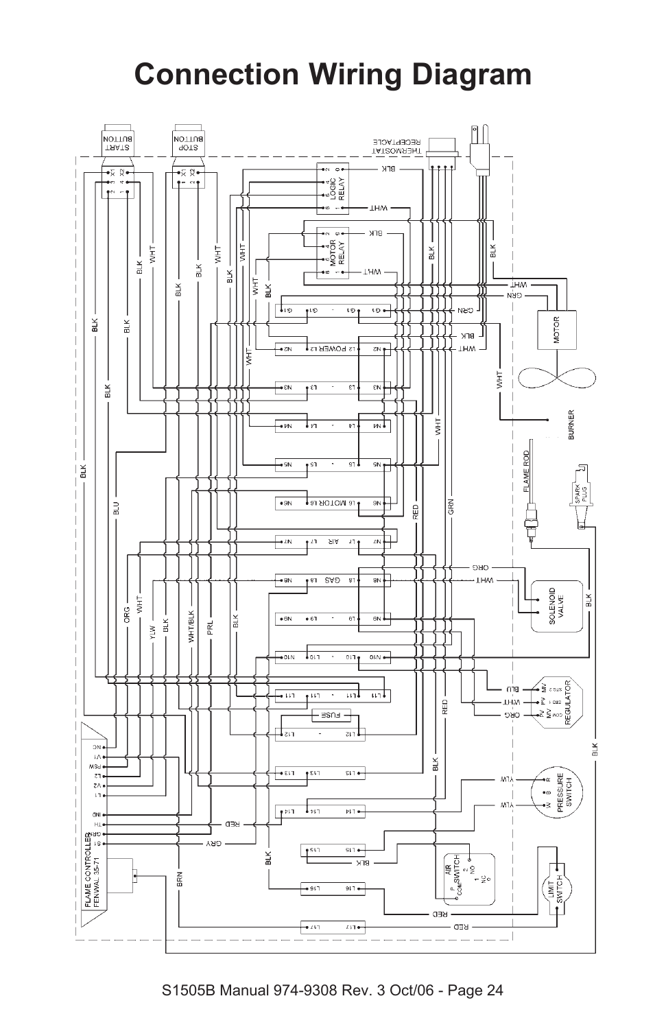# Connection Wiring Diagram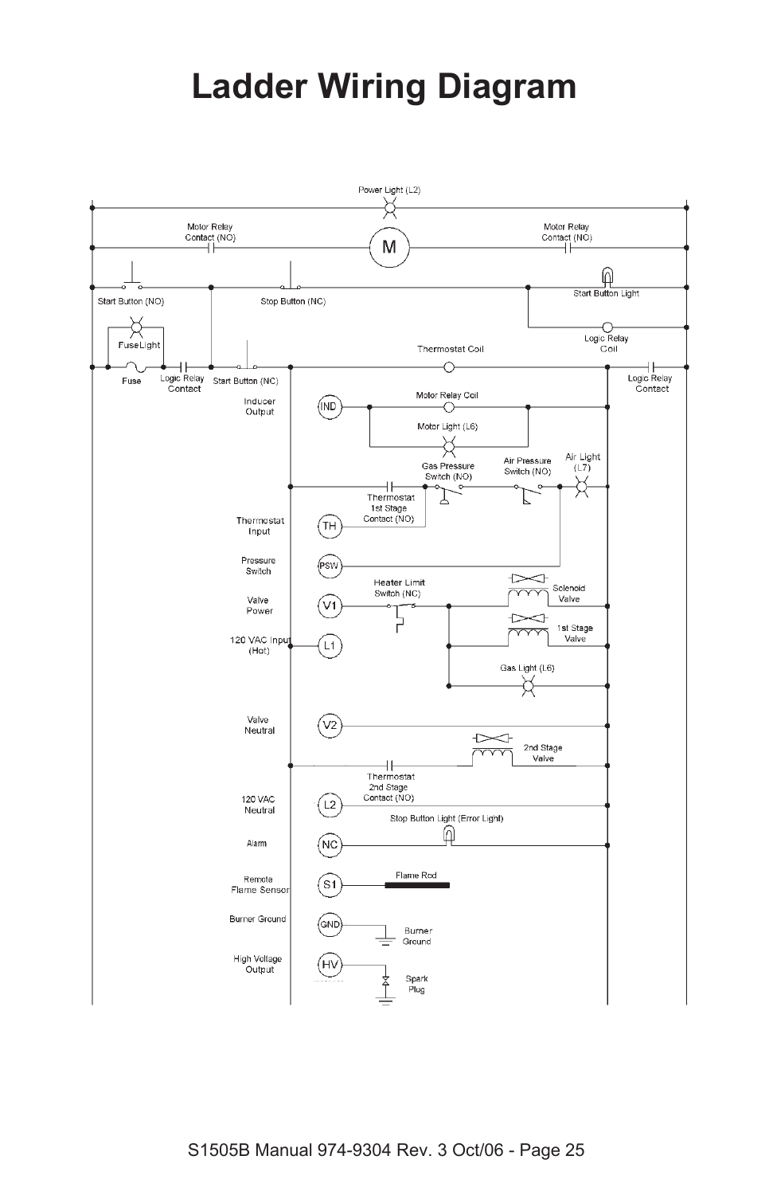# Ladder Wiring Diagram

Power Light (L2)

Motor Relay Contact (NO)

M

Motor Relay Contact (NO)

Start Button (NO)

Stop Button (NC)

Start Button Light

Logic Relay Coil

FuseLight

Fuse

Logic Relay Contact

Start Button (NC)

Thermostat Coil

Logic Relay Contact

Inducer Output

IND

Motor Relay Coil

Motor Light (L6)

Gas Pressure Switch (NO)

Air Pressure Switch (NO)

Air Light (L7)

Thermostat 1st Stage Contact (NO)

Thermostat Input

TH

Pressure Switch

PSW

Heater Limit Switch (NC)

Solenoid Valve

Valve Power

V1

1st Stage Valve

120 VAC Input (Hot)

L1

Gas Light (L6)

Valve Neutral

V2

2nd Stage Valve

Thermostat 2nd Stage Contact (NO)

120 VAC Neutral

L2

Stop Button Light (Error Light)

Alarm

NC

Remote Flame Sensor

S1

Flame Rod

Burner Ground

GND

Burner Ground

High Voltage Output

HV

Spark Plug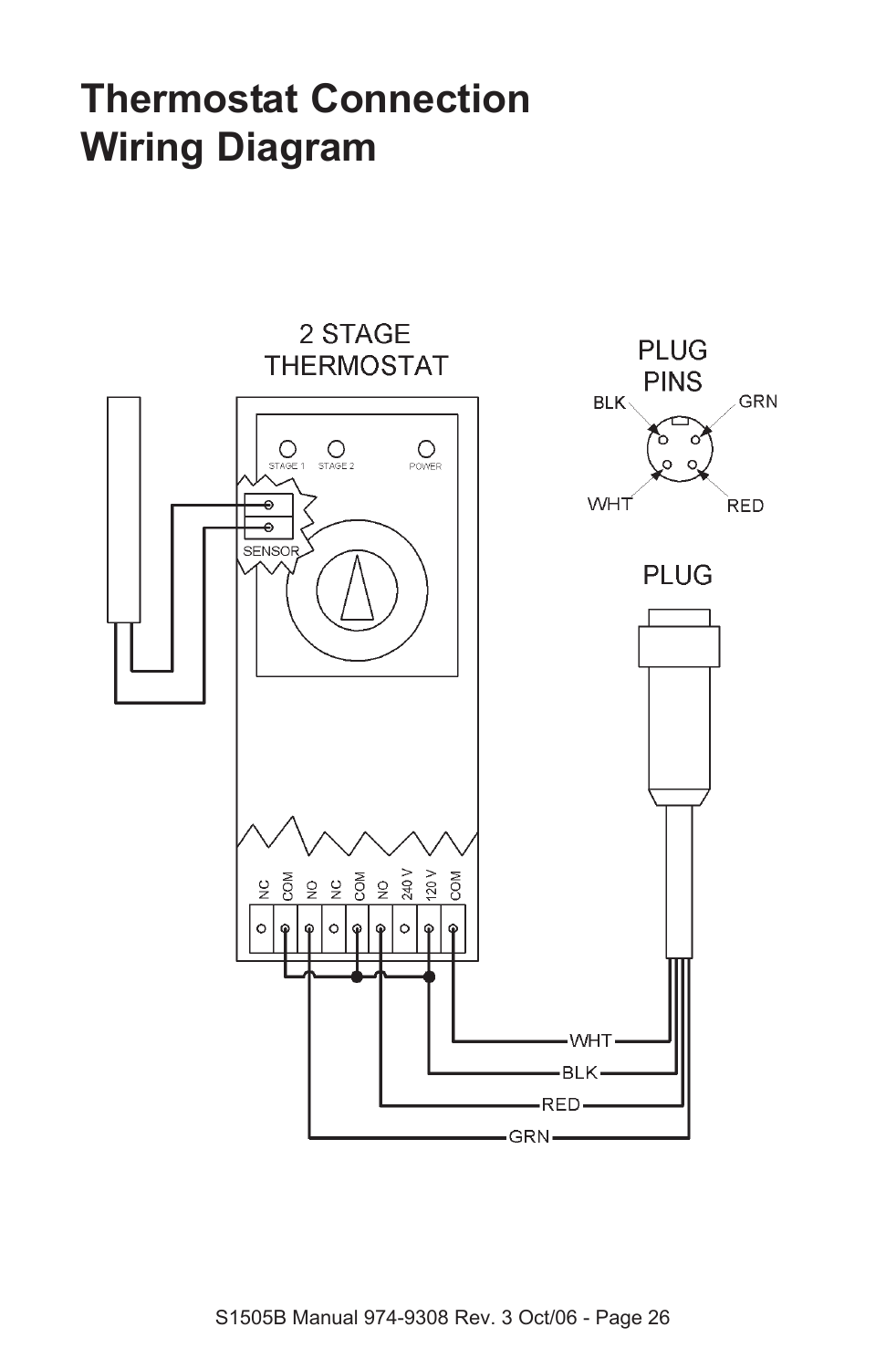# Thermostat Connection Wiring Diagram

2 STAGE THERMOSTAT

STAGE 1 STAGE 2 POWER

SENSOR

NC COM NO NC COM NO 240 V 120 V COM

PLUG PINS

BLK GRN WHT RED

PLUG

WHT

BLK

RED

GRN